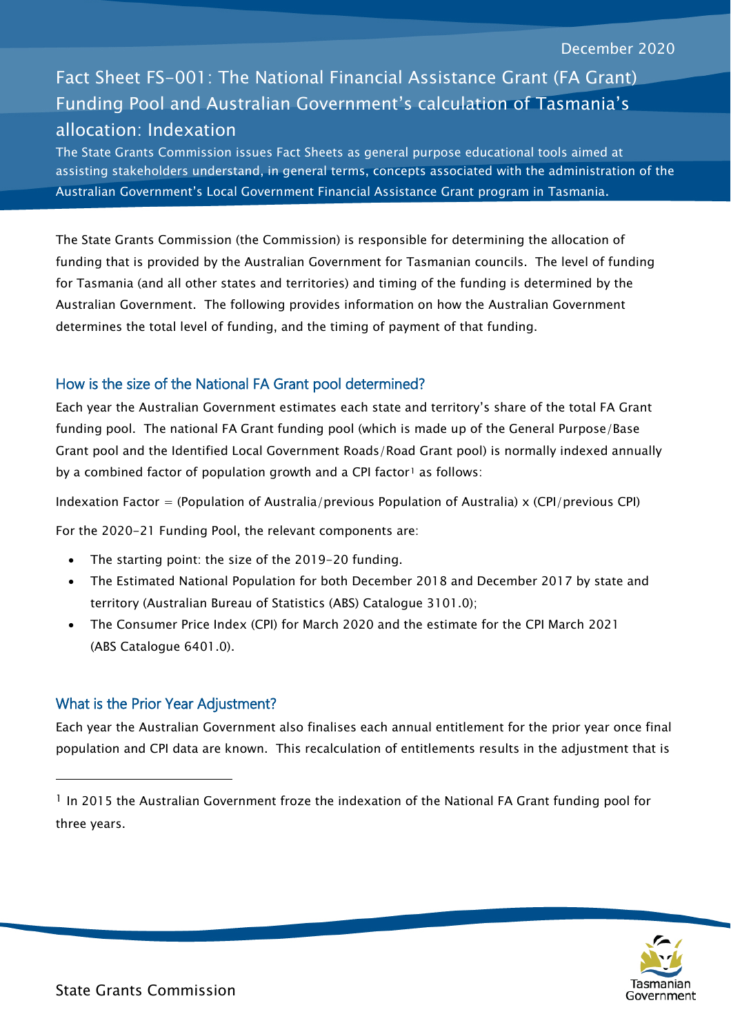December 2020

# Fact Sheet FS-001: The National Financial Assistance Grant (FA Grant) Funding Pool and Australian Government's calculation of Tasmania's allocation: Indexation

The State Grants Commission issues Fact Sheets as general purpose educational tools aimed at assisting stakeholders understand, in general terms, concepts associated with the administration of the Australian Government's Local Government Financial Assistance Grant program in Tasmania.

The State Grants Commission (the Commission) is responsible for determining the allocation of funding that is provided by the Australian Government for Tasmanian councils. The level of funding for Tasmania (and all other states and territories) and timing of the funding is determined by the Australian Government. The following provides information on how the Australian Government determines the total level of funding, and the timing of payment of that funding.

## How is the size of the National FA Grant pool determined?

Each year the Australian Government estimates each state and territory's share of the total FA Grant funding pool. The national FA Grant funding pool (which is made up of the General Purpose/Base Grant pool and the Identified Local Government Roads/Road Grant pool) is normally indexed annually by a combined factor of population growth and a CPI factor[1] as follows:

Indexation Factor = (Population of Australia/previous Population of Australia) x (CPI/previous CPI)

For the 2020-21 Funding Pool, the relevant components are:

- The starting point: the size of the 2019-20 funding.
- The Estimated National Population for both December 2018 and December 2017 by state and territory (Australian Bureau of Statistics (ABS) Catalogue 3101.0);
- The Consumer Price Index (CPI) for March 2020 and the estimate for the CPI March 2021 (ABS Catalogue 6401.0).

## What is the Prior Year Adjustment?

Each year the Australian Government also finalises each annual entitlement for the prior year once final population and CPI data are known. This recalculation of entitlements results in the adjustment that is

[1] In 2015 the Australian Government froze the indexation of the National FA Grant funding pool for three years.

State Grants Commission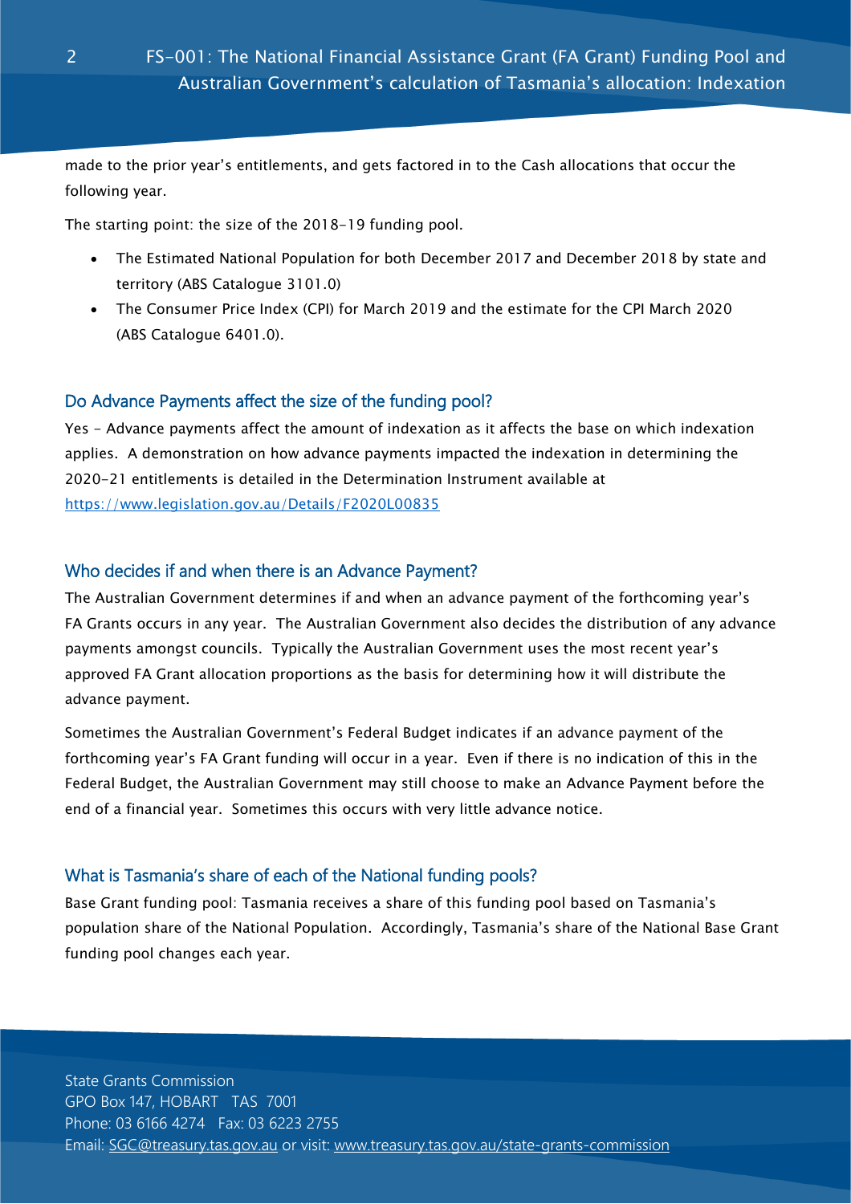made to the prior year's entitlements, and gets factored in to the Cash allocations that occur the following year.

The starting point: the size of the 2018-19 funding pool.

- The Estimated National Population for both December 2017 and December 2018 by state and territory (ABS Catalogue 3101.0)
- The Consumer Price Index (CPI) for March 2019 and the estimate for the CPI March 2020 (ABS Catalogue 6401.0).

## Do Advance Payments affect the size of the funding pool?

Yes - Advance payments affect the amount of indexation as it affects the base on which indexation applies. A demonstration on how advance payments impacted the indexation in determining the 2020-21 entitlements is detailed in the Determination Instrument available at [https://www.legislation.gov.au/Details/F2020L00835](https://www.legislation.gov.au/Details/F2020L00835)

## Who decides if and when there is an Advance Payment?

The Australian Government determines if and when an advance payment of the forthcoming year's FA Grants occurs in any year. The Australian Government also decides the distribution of any advance payments amongst councils. Typically the Australian Government uses the most recent year's approved FA Grant allocation proportions as the basis for determining how it will distribute the advance payment.

Sometimes the Australian Government's Federal Budget indicates if an advance payment of the forthcoming year's FA Grant funding will occur in a year. Even if there is no indication of this in the Federal Budget, the Australian Government may still choose to make an Advance Payment before the end of a financial year. Sometimes this occurs with very little advance notice.

## What is Tasmania's share of each of the National funding pools?

Base Grant funding pool: Tasmania receives a share of this funding pool based on Tasmania's population share of the National Population. Accordingly, Tasmania's share of the National Base Grant funding pool changes each year.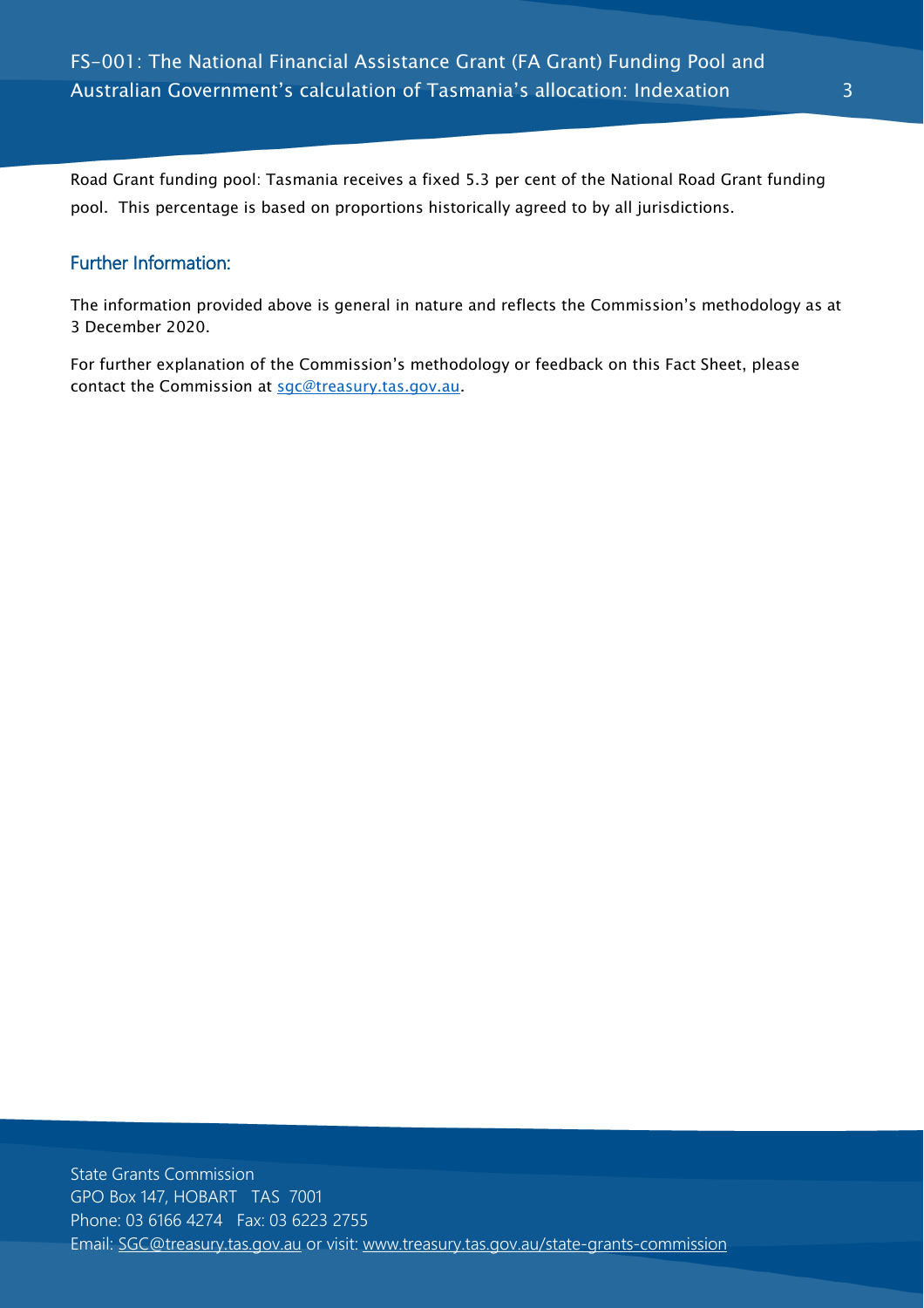Road Grant funding pool: Tasmania receives a fixed 5.3 per cent of the National Road Grant funding pool. This percentage is based on proportions historically agreed to by all jurisdictions.

## Further Information:

The information provided above is general in nature and reflects the Commission's methodology as at 3 December 2020.

For further explanation of the Commission's methodology or feedback on this Fact Sheet, please contact the Commission at sgc@treasury.tas.gov.au.

State Grants Commission
GPO Box 147, HOBART TAS 7001
Phone: 03 6166 4274 Fax: 03 6223 2755
Email: SGC@treasury.tas.gov.au or visit: www.treasury.tas.gov.au/state-grants-commission